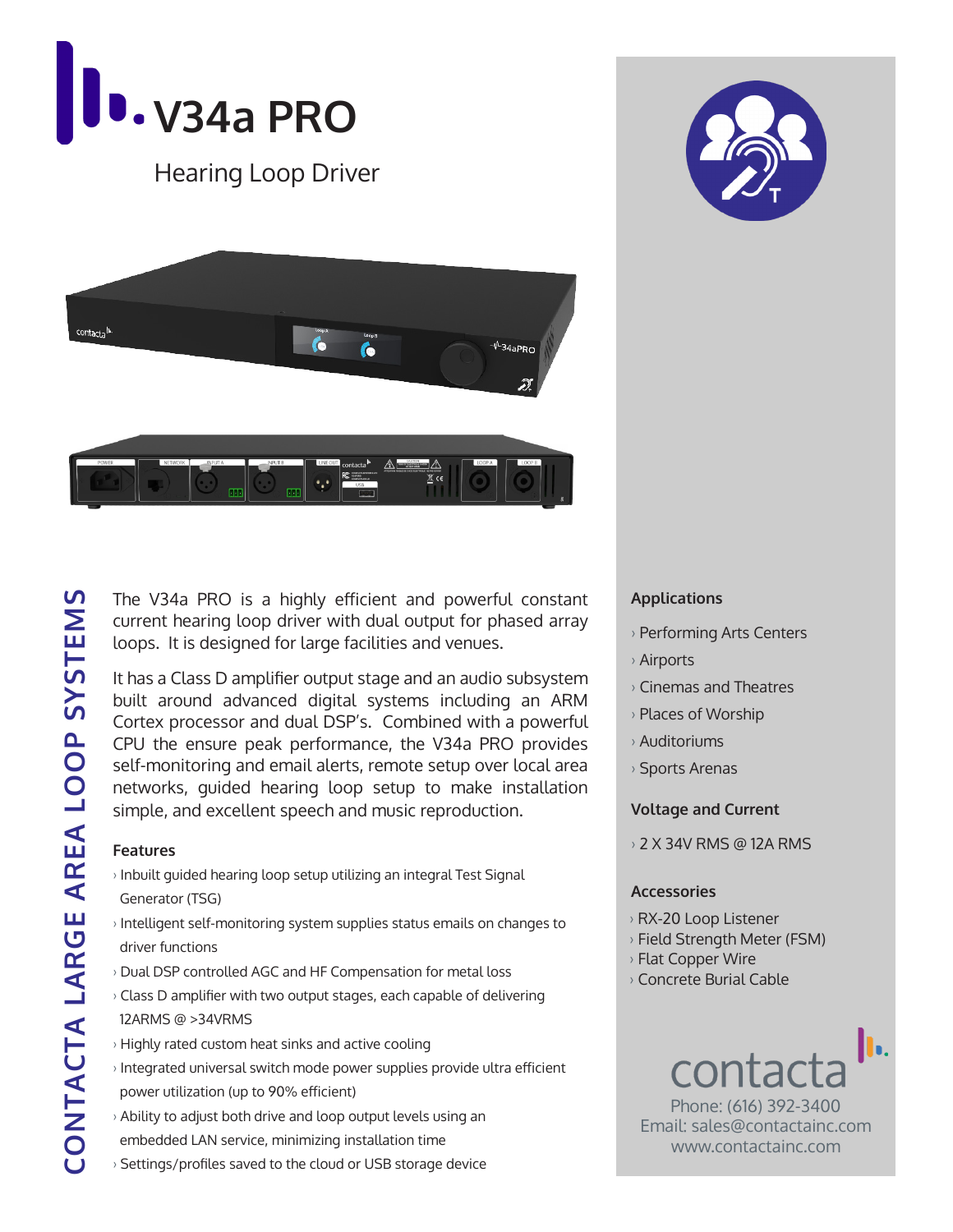# V34a PRO

## Hearing Loop Driver

CONTACTA LARGE AREA LOOP SYSTEMS

The V34a PRO is a highly efficient and powerful constant current hearing loop driver with dual output for phased array loops. It is designed for large facilities and venues.

It has a Class D amplifier output stage and an audio subsystem built around advanced digital systems including an ARM Cortex processor and dual DSP's. Combined with a powerful CPU the ensure peak performance, the V34a PRO provides self-monitoring and email alerts, remote setup over local area networks, guided hearing loop setup to make installation simple, and excellent speech and music reproduction.

### Features

- Inbuilt guided hearing loop setup utilizing an integral Test Signal Generator (TSG)
- Intelligent self-monitoring system supplies status emails on changes to driver functions
- Dual DSP controlled AGC and HF Compensation for metal loss
- Class D amplifier with two output stages, each capable of delivering 12ARMS @ >34VRMS
- Highly rated custom heat sinks and active cooling
- Integrated universal switch mode power supplies provide ultra efficient power utilization (up to 90% efficient)
- Ability to adjust both drive and loop output levels using an embedded LAN service, minimizing installation time
- Settings/profiles saved to the cloud or USB storage device

### Applications

- Performing Arts Centers
- Airports
- Cinemas and Theatres
- Places of Worship
- Auditoriums
- Sports Arenas

### Voltage and Current

- 2 X 34V RMS @ 12A RMS

### Accessories

- RX-20 Loop Listener
- Field Strength Meter (FSM)
- Flat Copper Wire
- Concrete Burial Cable

contacta

Phone: (616) 392-3400
Email: sales@contactainc.com
www.contactainc.com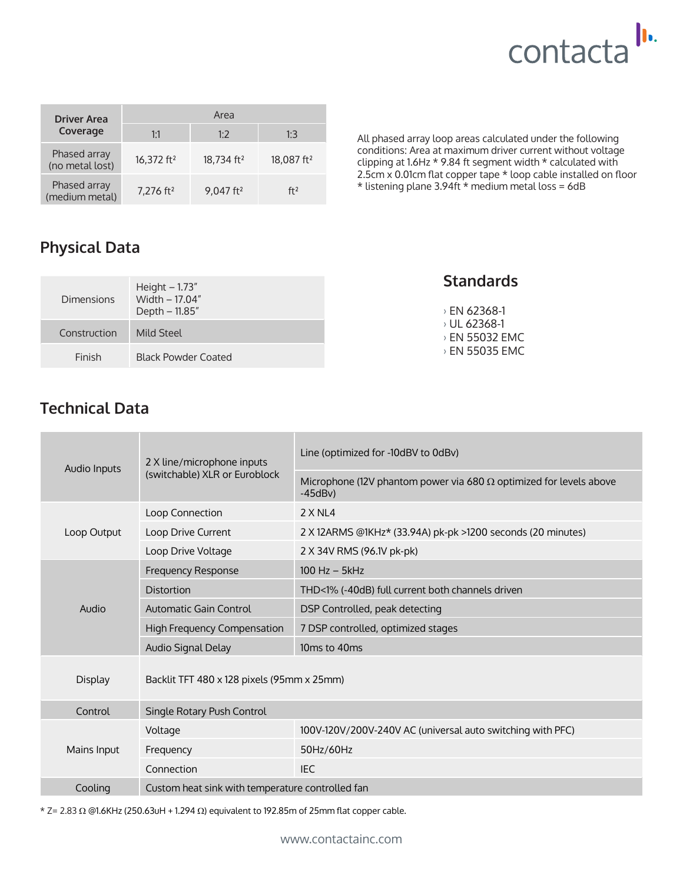| Driver Area Coverage | Area | | |
|---|---|---|---|
| | 1:1 | 1:2 | 1:3 |
| Phased array (no metal lost) | 16,372 ft² | 18,734 ft² | 18,087 ft² |
| Phased array (medium metal) | 7,276 ft² | 9,047 ft² | ft² |

All phased array loop areas calculated under the following conditions: Area at maximum driver current without voltage clipping at 1.6Hz * 9.84 ft segment width * calculated with 2.5cm x 0.01cm flat copper tape * loop cable installed on floor * listening plane 3.94ft * medium metal loss = 6dB

## Physical Data

| | |
|---|---|
| Dimensions | Height – 1.73″<br>Width – 17.04″<br>Depth – 11.85″ |
| Construction | Mild Steel |
| Finish | Black Powder Coated |

## Standards

- › EN 62368-1
- › UL 62368-1
- › EN 55032 EMC
- › EN 55035 EMC

## Technical Data

| | | |
|---|---|---|
| Audio Inputs | 2 X line/microphone inputs (switchable) XLR or Euroblock | Line (optimized for -10dBV to 0dBv) |
| | | Microphone (12V phantom power via 680 Ω optimized for levels above -45dBv) |
| Loop Output | Loop Connection | 2 X NL4 |
| | Loop Drive Current | 2 X 12ARMS @1KHz* (33.94A) pk-pk >1200 seconds (20 minutes) |
| | Loop Drive Voltage | 2 X 34V RMS (96.1V pk-pk) |
| Audio | Frequency Response | 100 Hz – 5kHz |
| | Distortion | THD<1% (-40dB) full current both channels driven |
| | Automatic Gain Control | DSP Controlled, peak detecting |
| | High Frequency Compensation | 7 DSP controlled, optimized stages |
| | Audio Signal Delay | 10ms to 40ms |
| Display | Backlit TFT 480 x 128 pixels (95mm x 25mm) | |
| Control | Single Rotary Push Control | |
| Mains Input | Voltage | 100V-120V/200V-240V AC (universal auto switching with PFC) |
| | Frequency | 50Hz/60Hz |
| | Connection | IEC |
| Cooling | Custom heat sink with temperature controlled fan | |

* Z= 2.83 Ω @1.6KHz (250.63uH + 1.294 Ω) equivalent to 192.85m of 25mm flat copper cable.

www.contactainc.com